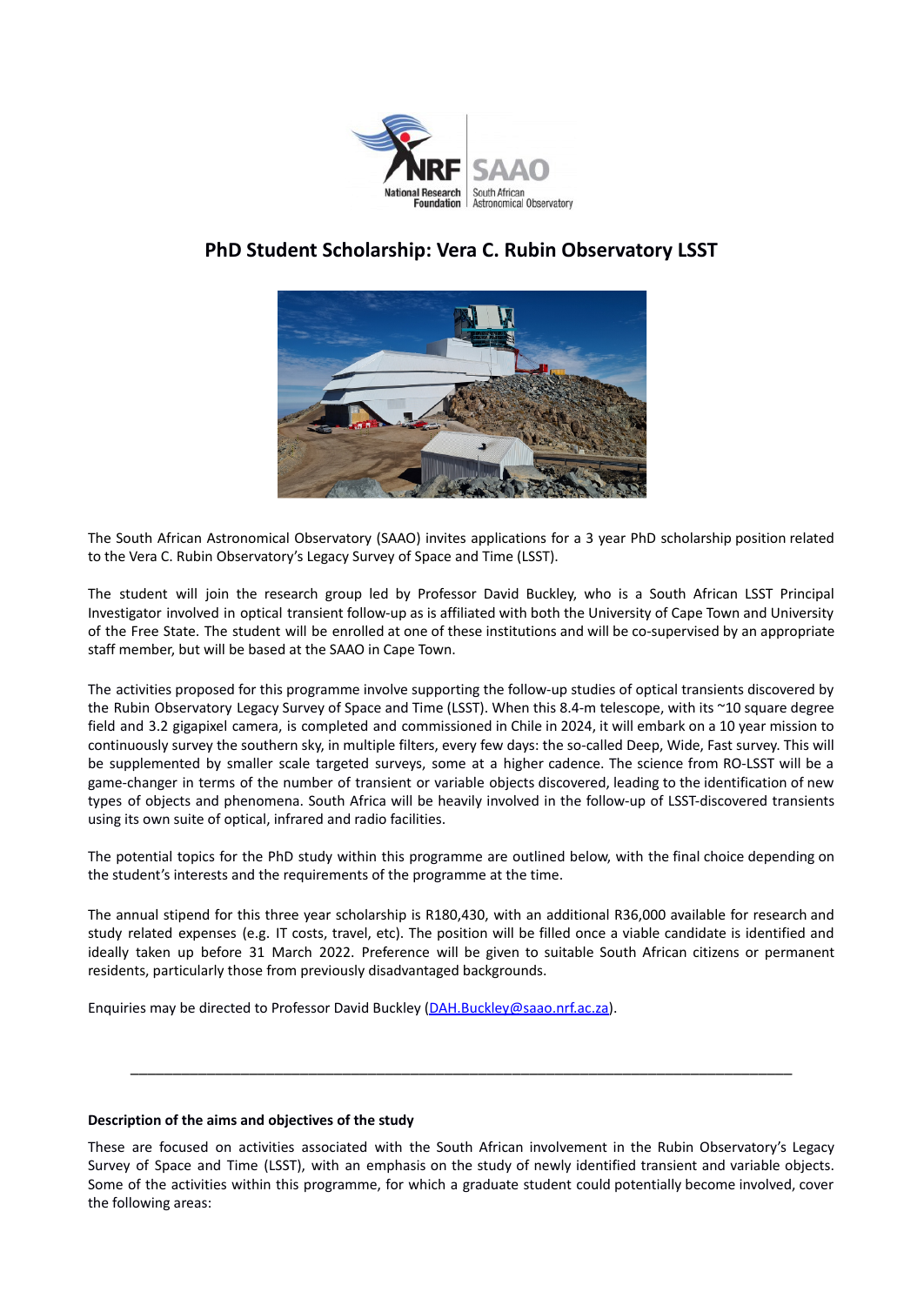# PhD Student Scholarship: Vera C. Rubin Observatory LSST

The South African Astronomical Observatory (SAAO) invites applications for a 3 year PhD scholarship position related to the Vera C. Rubin Observatory's Legacy Survey of Space and Time (LSST).

The student will join the research group led by Professor David Buckley, who is a South African LSST Principal Investigator involved in optical transient follow-up as is affiliated with both the University of Cape Town and University of the Free State. The student will be enrolled at one of these institutions and will be co-supervised by an appropriate staff member, but will be based at the SAAO in Cape Town.

The activities proposed for this programme involve supporting the follow-up studies of optical transients discovered by the Rubin Observatory Legacy Survey of Space and Time (LSST). When this 8.4-m telescope, with its ~10 square degree field and 3.2 gigapixel camera, is completed and commissioned in Chile in 2024, it will embark on a 10 year mission to continuously survey the southern sky, in multiple filters, every few days: the so-called Deep, Wide, Fast survey. This will be supplemented by smaller scale targeted surveys, some at a higher cadence. The science from RO-LSST will be a game-changer in terms of the number of transient or variable objects discovered, leading to the identification of new types of objects and phenomena. South Africa will be heavily involved in the follow-up of LSST-discovered transients using its own suite of optical, infrared and radio facilities.

The potential topics for the PhD study within this programme are outlined below, with the final choice depending on the student's interests and the requirements of the programme at the time.

The annual stipend for this three year scholarship is R180,430, with an additional R36,000 available for research and study related expenses (e.g. IT costs, travel, etc). The position will be filled once a viable candidate is identified and ideally taken up before 31 March 2022. Preference will be given to suitable South African citizens or permanent residents, particularly those from previously disadvantaged backgrounds.

Enquiries may be directed to Professor David Buckley (DAH.Buckley@saao.nrf.ac.za).

---

**Description of the aims and objectives of the study**

These are focused on activities associated with the South African involvement in the Rubin Observatory's Legacy Survey of Space and Time (LSST), with an emphasis on the study of newly identified transient and variable objects. Some of the activities within this programme, for which a graduate student could potentially become involved, cover the following areas: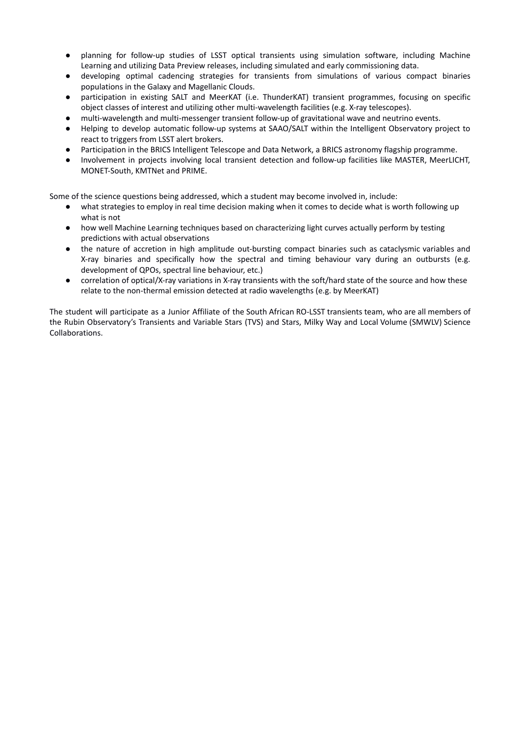- planning for follow-up studies of LSST optical transients using simulation software, including Machine Learning and utilizing Data Preview releases, including simulated and early commissioning data.
- developing optimal cadencing strategies for transients from simulations of various compact binaries populations in the Galaxy and Magellanic Clouds.
- participation in existing SALT and MeerKAT (i.e. ThunderKAT) transient programmes, focusing on specific object classes of interest and utilizing other multi-wavelength facilities (e.g. X-ray telescopes).
- multi-wavelength and multi-messenger transient follow-up of gravitational wave and neutrino events.
- Helping to develop automatic follow-up systems at SAAO/SALT within the Intelligent Observatory project to react to triggers from LSST alert brokers.
- Participation in the BRICS Intelligent Telescope and Data Network, a BRICS astronomy flagship programme.
- Involvement in projects involving local transient detection and follow-up facilities like MASTER, MeerLICHT, MONET-South, KMTNet and PRIME.

Some of the science questions being addressed, which a student may become involved in, include:

- what strategies to employ in real time decision making when it comes to decide what is worth following up what is not
- how well Machine Learning techniques based on characterizing light curves actually perform by testing predictions with actual observations
- the nature of accretion in high amplitude out-bursting compact binaries such as cataclysmic variables and X-ray binaries and specifically how the spectral and timing behaviour vary during an outbursts (e.g. development of QPOs, spectral line behaviour, etc.)
- correlation of optical/X-ray variations in X-ray transients with the soft/hard state of the source and how these relate to the non-thermal emission detected at radio wavelengths (e.g. by MeerKAT)

The student will participate as a Junior Affiliate of the South African RO-LSST transients team, who are all members of the Rubin Observatory's Transients and Variable Stars (TVS) and Stars, Milky Way and Local Volume (SMWLV) Science Collaborations.